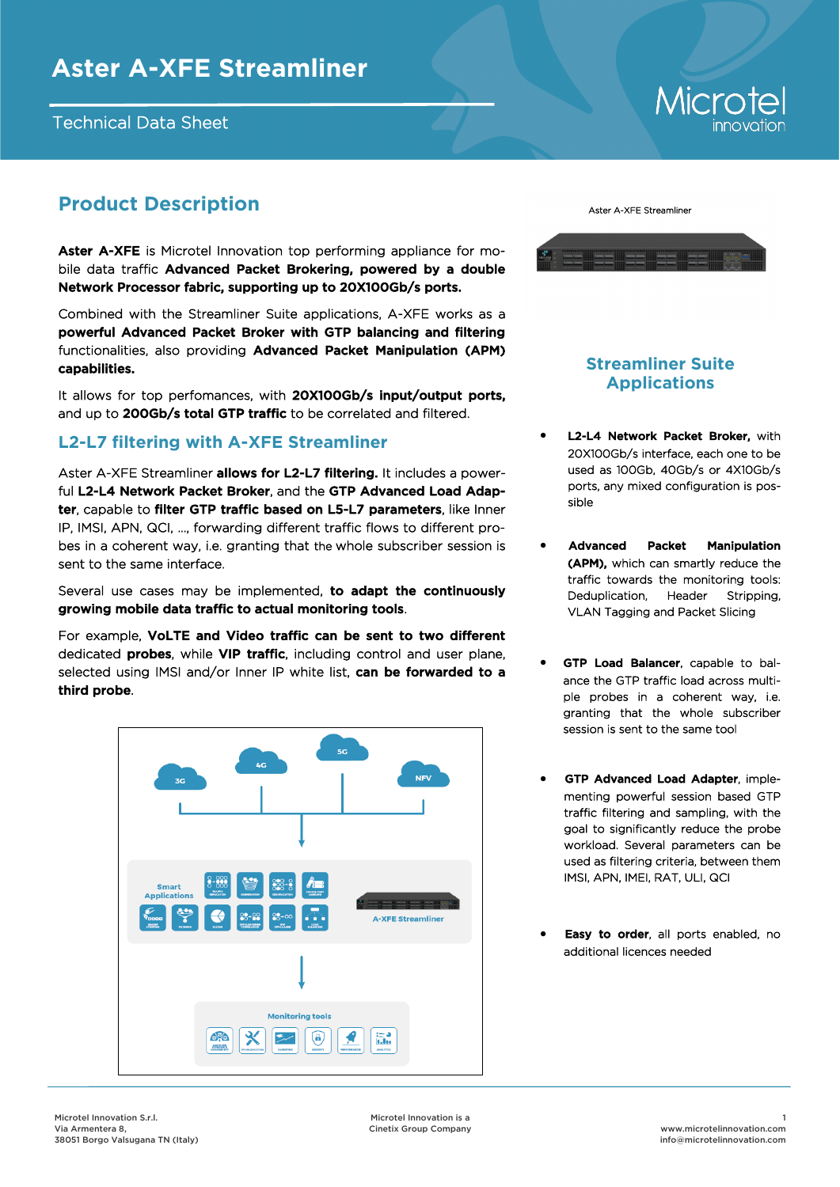# Aster A-XFE Streamliner

Technical Data Sheet

## Product Description

**Aster A-XFE** is Microtel Innovation top performing appliance for mobile data traffic **Advanced Packet Brokering, powered by a double Network Processor fabric, supporting up to 20X100Gb/s ports.**

Combined with the Streamliner Suite applications, A-XFE works as a **powerful Advanced Packet Broker with GTP balancing and filtering** functionalities, also providing **Advanced Packet Manipulation (APM) capabilities.**

It allows for top perfomances, with **20X100Gb/s input/output ports,** and up to **200Gb/s total GTP traffic** to be correlated and filtered.

## L2-L7 filtering with A-XFE Streamliner

Aster A-XFE Streamliner **allows for L2-L7 filtering.** It includes a powerful **L2-L4 Network Packet Broker**, and the **GTP Advanced Load Adapter**, capable to **filter GTP traffic based on L5-L7 parameters**, like Inner IP, IMSI, APN, QCI, ..., forwarding different traffic flows to different probes in a coherent way, i.e. granting that the whole subscriber session is sent to the same interface.

Several use cases may be implemented, **to adapt the continuously growing mobile data traffic to actual monitoring tools**.

For example, **VoLTE and Video traffic can be sent to two different** dedicated **probes**, while **VIP traffic**, including control and user plane, selected using IMSI and/or Inner IP white list, **can be forwarded to a third probe**.

## Streamliner Suite Applications

- **L2-L4 Network Packet Broker,** with 20X100Gb/s interface, each one to be used as 100Gb, 40Gb/s or 4X10Gb/s ports, any mixed configuration is possible
- **Advanced Packet Manipulation (APM),** which can smartly reduce the traffic towards the monitoring tools: Deduplication, Header Stripping, VLAN Tagging and Packet Slicing
- **GTP Load Balancer**, capable to balance the GTP traffic load across multiple probes in a coherent way, i.e. granting that the whole subscriber session is sent to the same tool
- **GTP Advanced Load Adapter**, implementing powerful session based GTP traffic filtering and sampling, with the goal to significantly reduce the probe workload. Several parameters can be used as filtering criteria, between them IMSI, APN, IMEI, RAT, ULI, QCI
- **Easy to order**, all ports enabled, no additional licences needed

Microtel Innovation S.r.l.
Via Armentera 8,
38051 Borgo Valsugana TN (Italy)

Microtel Innovation is a Cinetix Group Company

www.microtelinnovation.com
info@microtelinnovation.com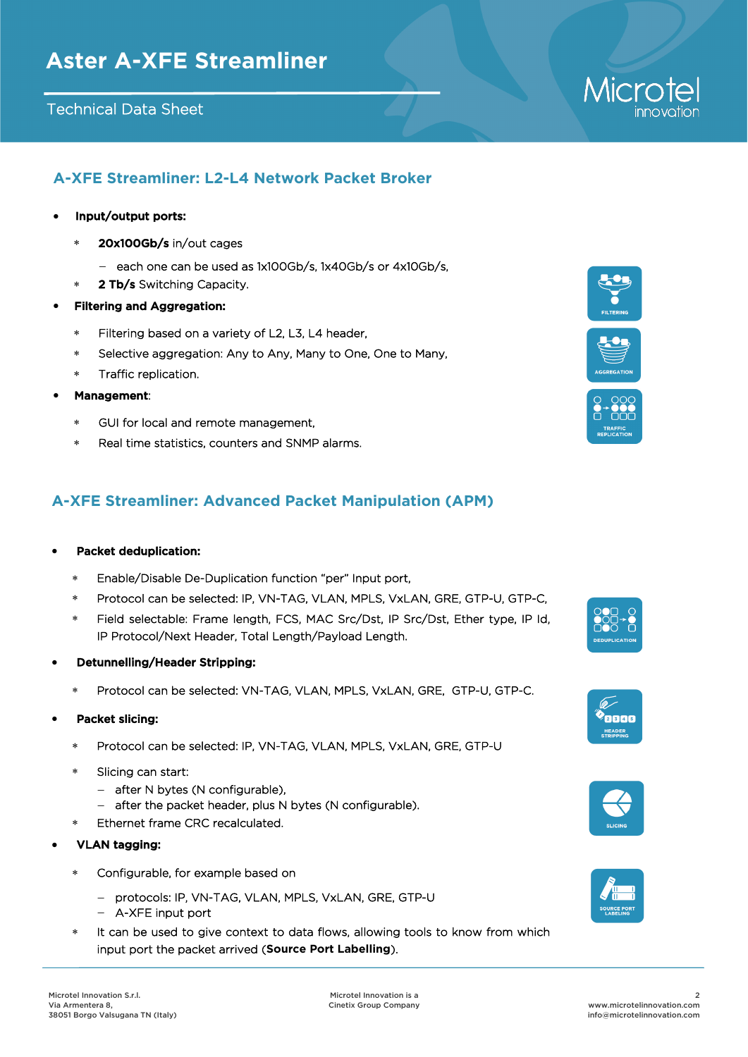# Aster A-XFE Streamliner

Technical Data Sheet

## A-XFE Streamliner: L2-L4 Network Packet Broker

- **Input/output ports:**
  - **20x100Gb/s** in/out cages
    - each one can be used as 1x100Gb/s, 1x40Gb/s or 4x10Gb/s,
  - **2 Tb/s** Switching Capacity.
- **Filtering and Aggregation:**
  - Filtering based on a variety of L2, L3, L4 header,
  - Selective aggregation: Any to Any, Many to One, One to Many,
  - Traffic replication.
- **Management**:
  - GUI for local and remote management,
  - Real time statistics, counters and SNMP alarms.

## A-XFE Streamliner: Advanced Packet Manipulation (APM)

- **Packet deduplication:**
  - Enable/Disable De-Duplication function "per" Input port,
  - Protocol can be selected: IP, VN-TAG, VLAN, MPLS, VxLAN, GRE, GTP-U, GTP-C,
  - Field selectable: Frame length, FCS, MAC Src/Dst, IP Src/Dst, Ether type, IP Id, IP Protocol/Next Header, Total Length/Payload Length.
- **Detunnelling/Header Stripping:**
  - Protocol can be selected: VN-TAG, VLAN, MPLS, VxLAN, GRE, GTP-U, GTP-C.
- **Packet slicing:**
  - Protocol can be selected: IP, VN-TAG, VLAN, MPLS, VxLAN, GRE, GTP-U
  - Slicing can start:
    - after N bytes (N configurable),
    - after the packet header, plus N bytes (N configurable).
  - Ethernet frame CRC recalculated.
- **VLAN tagging:**
  - Configurable, for example based on
    - protocols: IP, VN-TAG, VLAN, MPLS, VxLAN, GRE, GTP-U
    - A-XFE input port
  - It can be used to give context to data flows, allowing tools to know from which input port the packet arrived (**Source Port Labelling**).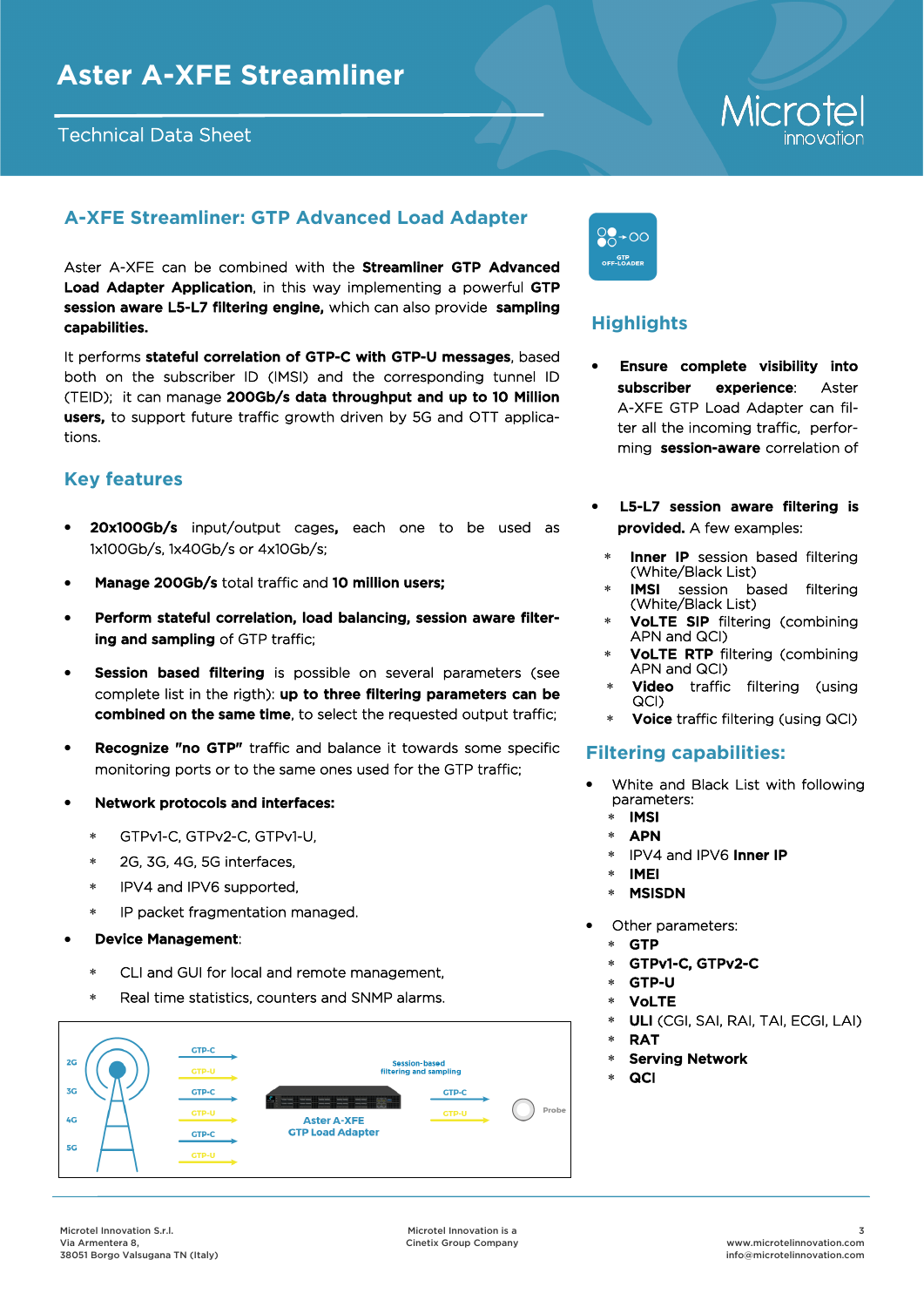# Aster A-XFE Streamliner

Technical Data Sheet

## A-XFE Streamliner: GTP Advanced Load Adapter

Aster A-XFE can be combined with the **Streamliner GTP Advanced Load Adapter Application**, in this way implementing a powerful **GTP session aware L5-L7 filtering engine,** which can also provide **sampling capabilities.**

It performs **stateful correlation of GTP-C with GTP-U messages**, based both on the subscriber ID (IMSI) and the corresponding tunnel ID (TEID); it can manage **200Gb/s data throughput and up to 10 Million users,** to support future traffic growth driven by 5G and OTT applications.

## Key features

- **20x100Gb/s** input/output cages, each one to be used as 1x100Gb/s, 1x40Gb/s or 4x10Gb/s;
- **Manage 200Gb/s** total traffic and **10 million users;**
- **Perform stateful correlation, load balancing, session aware filtering and sampling** of GTP traffic;
- **Session based filtering** is possible on several parameters (see complete list in the rigth): **up to three filtering parameters can be combined on the same time**, to select the requested output traffic;
- **Recognize "no GTP"** traffic and balance it towards some specific monitoring ports or to the same ones used for the GTP traffic;
- **Network protocols and interfaces:**
  - GTPv1-C, GTPv2-C, GTPv1-U,
  - 2G, 3G, 4G, 5G interfaces,
  - IPV4 and IPV6 supported,
  - IP packet fragmentation managed.
- **Device Management**:
  - CLI and GUI for local and remote management,
  - Real time statistics, counters and SNMP alarms.

## Highlights

- **Ensure complete visibility into subscriber experience**: Aster A-XFE GTP Load Adapter can filter all the incoming traffic, performing **session-aware** correlation of
- **L5-L7 session aware filtering is provided.** A few examples:
  - **Inner IP** session based filtering (White/Black List)
  - **IMSI** session based filtering (White/Black List)
  - **VoLTE SIP** filtering (combining APN and QCI)
  - **VoLTE RTP** filtering (combining APN and QCI)
  - **Video** traffic filtering (using QCI)
  - **Voice** traffic filtering (using QCI)

## Filtering capabilities:

- White and Black List with following parameters:
  - **IMSI**
  - **APN**
  - IPV4 and IPV6 **Inner IP**
  - **IMEI**
  - **MSISDN**
- Other parameters:
  - **GTP**
  - **GTPv1-C, GTPv2-C**
  - **GTP-U**
  - **VoLTE**
  - **ULI** (CGI, SAI, RAI, TAI, ECGI, LAI)
  - **RAT**
  - **Serving Network**
  - **QCI**

Microtel Innovation S.r.l.
Via Armentera 8,
38051 Borgo Valsugana TN (Italy)

Microtel Innovation is a Cinetix Group Company

www.microtelinnovation.com
info@microtelinnovation.com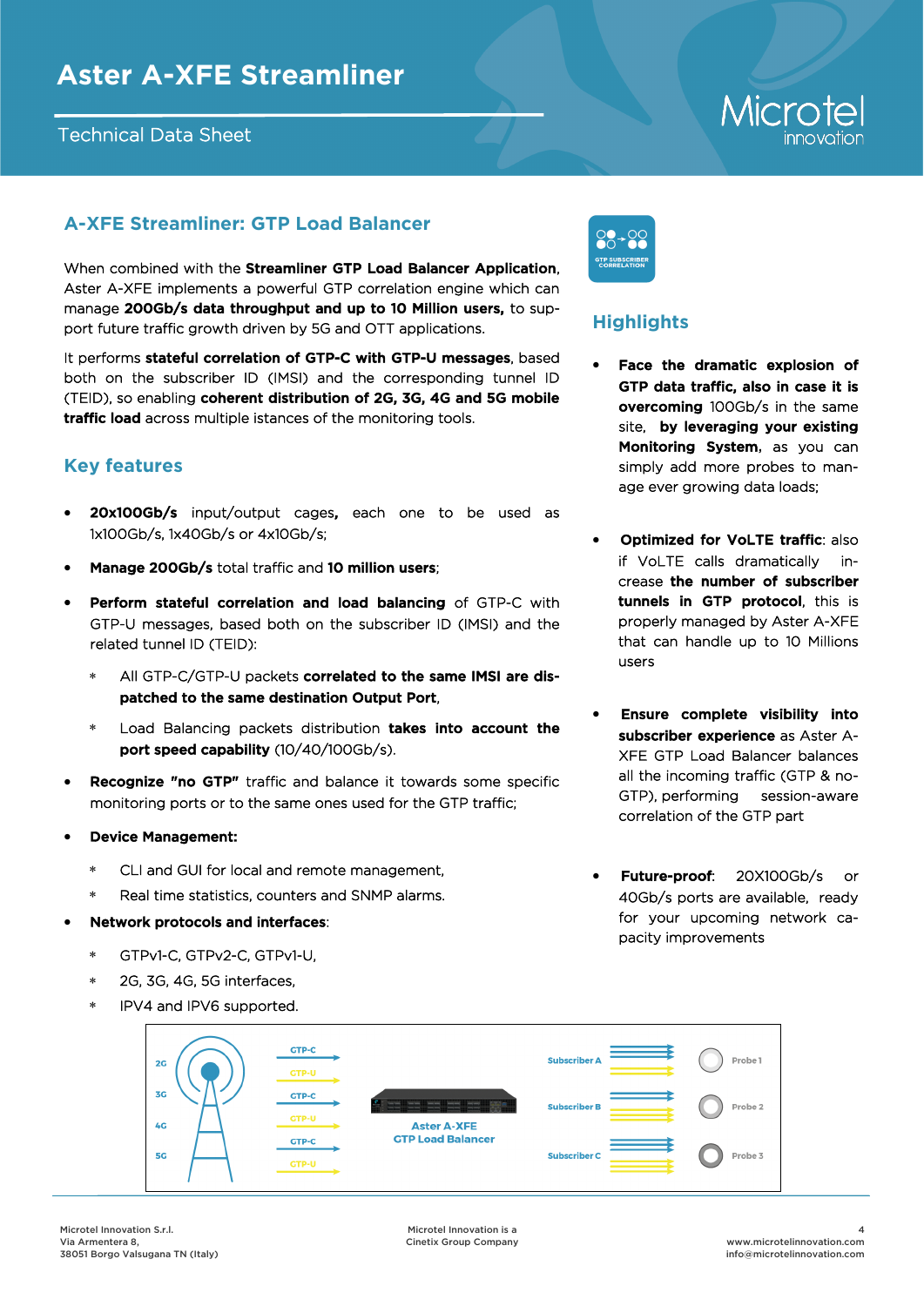# Aster A-XFE Streamliner

Technical Data Sheet

## A-XFE Streamliner: GTP Load Balancer

When combined with the **Streamliner GTP Load Balancer Application**, Aster A-XFE implements a powerful GTP correlation engine which can manage **200Gb/s data throughput and up to 10 Million users,** to support future traffic growth driven by 5G and OTT applications.

It performs **stateful correlation of GTP-C with GTP-U messages**, based both on the subscriber ID (IMSI) and the corresponding tunnel ID (TEID), so enabling **coherent distribution of 2G, 3G, 4G and 5G mobile traffic load** across multiple istances of the monitoring tools.

## Key features

- **20x100Gb/s** input/output cages**,** each one to be used as 1x100Gb/s, 1x40Gb/s or 4x10Gb/s;
- **Manage 200Gb/s** total traffic and **10 million users**;
- **Perform stateful correlation and load balancing** of GTP-C with GTP-U messages, based both on the subscriber ID (IMSI) and the related tunnel ID (TEID):
  - All GTP-C/GTP-U packets **correlated to the same IMSI are dispatched to the same destination Output Port**,
  - Load Balancing packets distribution **takes into account the port speed capability** (10/40/100Gb/s).
- **Recognize "no GTP"** traffic and balance it towards some specific monitoring ports or to the same ones used for the GTP traffic;
- **Device Management:**
  - CLI and GUI for local and remote management,
  - Real time statistics, counters and SNMP alarms.
- **Network protocols and interfaces**:
  - GTPv1-C, GTPv2-C, GTPv1-U,
  - 2G, 3G, 4G, 5G interfaces,
  - IPV4 and IPV6 supported.

GTP SUBSCRIBER CORRELATION

## Highlights

- **Face the dramatic explosion of GTP data traffic, also in case it is overcoming** 100Gb/s in the same site, **by leveraging your existing Monitoring System**, as you can simply add more probes to manage ever growing data loads;
- **Optimized for VoLTE traffic**: also if VoLTE calls dramatically increase **the number of subscriber tunnels in GTP protocol**, this is properly managed by Aster A-XFE that can handle up to 10 Millions users
- **Ensure complete visibility into subscriber experience** as Aster A-XFE GTP Load Balancer balances all the incoming traffic (GTP & no-GTP), performing session-aware correlation of the GTP part
- **Future-proof**: 20X100Gb/s or 40Gb/s ports are available, ready for your upcoming network capacity improvements

2G
3G
4G
5G
GTP-C
GTP-U
GTP-C
GTP-U
GTP-C
GTP-U
Aster A-XFE
GTP Load Balancer
Subscriber A
Subscriber B
Subscriber C
Probe 1
Probe 2
Probe 3

Microtel Innovation S.r.l.
Via Armentera 8,
38051 Borgo Valsugana TN (Italy)

Microtel Innovation is a
Cinetix Group Company

www.microtelinnovation.com
info@microtelinnovation.com